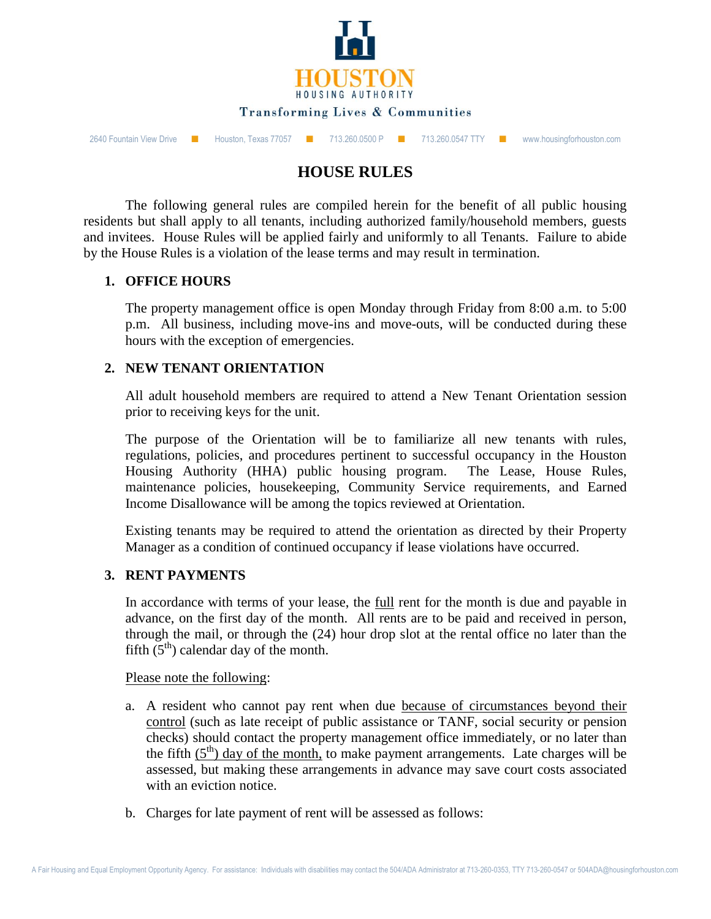HOUSTON

HOUSING AUTHORITY

Transforming Lives & Communities

2640 Fountain View Drive ■ Houston, Texas 77057 ■ 713.260.0500 P ■ 713.260.0547 TTY ■ www.housingforhouston.com

# HOUSE RULES

The following general rules are compiled herein for the benefit of all public housing residents but shall apply to all tenants, including authorized family/household members, guests and invitees. House Rules will be applied fairly and uniformly to all Tenants. Failure to abide by the House Rules is a violation of the lease terms and may result in termination.

## 1. OFFICE HOURS

The property management office is open Monday through Friday from 8:00 a.m. to 5:00 p.m. All business, including move-ins and move-outs, will be conducted during these hours with the exception of emergencies.

## 2. NEW TENANT ORIENTATION

All adult household members are required to attend a New Tenant Orientation session prior to receiving keys for the unit.

The purpose of the Orientation will be to familiarize all new tenants with rules, regulations, policies, and procedures pertinent to successful occupancy in the Houston Housing Authority (HHA) public housing program. The Lease, House Rules, maintenance policies, housekeeping, Community Service requirements, and Earned Income Disallowance will be among the topics reviewed at Orientation.

Existing tenants may be required to attend the orientation as directed by their Property Manager as a condition of continued occupancy if lease violations have occurred.

## 3. RENT PAYMENTS

In accordance with terms of your lease, the full rent for the month is due and payable in advance, on the first day of the month. All rents are to be paid and received in person, through the mail, or through the (24) hour drop slot at the rental office no later than the fifth (5th) calendar day of the month.

Please note the following:

a. A resident who cannot pay rent when due because of circumstances beyond their control (such as late receipt of public assistance or TANF, social security or pension checks) should contact the property management office immediately, or no later than the fifth (5th) day of the month, to make payment arrangements. Late charges will be assessed, but making these arrangements in advance may save court costs associated with an eviction notice.

b. Charges for late payment of rent will be assessed as follows:

A Fair Housing and Equal Employment Opportunity Agency. For assistance: Individuals with disabilities may contact the 504/ADA Administrator at 713-260-0353, TTY 713-260-0547 or 504ADA@housingforhouston.com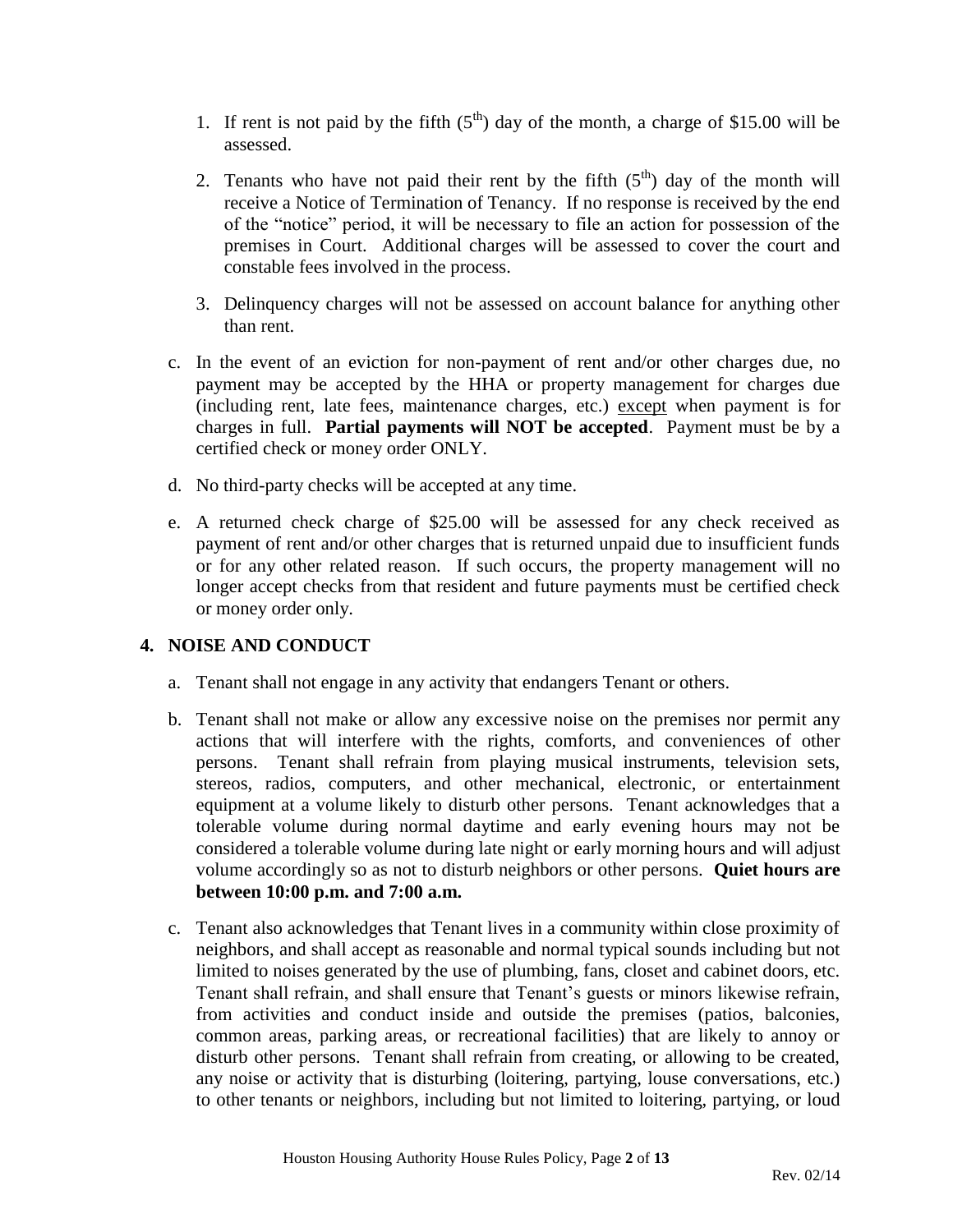1. If rent is not paid by the fifth (5th) day of the month, a charge of $15.00 will be assessed.

2. Tenants who have not paid their rent by the fifth (5th) day of the month will receive a Notice of Termination of Tenancy. If no response is received by the end of the "notice" period, it will be necessary to file an action for possession of the premises in Court. Additional charges will be assessed to cover the court and constable fees involved in the process.

3. Delinquency charges will not be assessed on account balance for anything other than rent.

c. In the event of an eviction for non-payment of rent and/or other charges due, no payment may be accepted by the HHA or property management for charges due (including rent, late fees, maintenance charges, etc.) except when payment is for charges in full. **Partial payments will NOT be accepted**. Payment must be by a certified check or money order ONLY.

d. No third-party checks will be accepted at any time.

e. A returned check charge of $25.00 will be assessed for any check received as payment of rent and/or other charges that is returned unpaid due to insufficient funds or for any other related reason. If such occurs, the property management will no longer accept checks from that resident and future payments must be certified check or money order only.

## 4. NOISE AND CONDUCT

a. Tenant shall not engage in any activity that endangers Tenant or others.

b. Tenant shall not make or allow any excessive noise on the premises nor permit any actions that will interfere with the rights, comforts, and conveniences of other persons. Tenant shall refrain from playing musical instruments, television sets, stereos, radios, computers, and other mechanical, electronic, or entertainment equipment at a volume likely to disturb other persons. Tenant acknowledges that a tolerable volume during normal daytime and early evening hours may not be considered a tolerable volume during late night or early morning hours and will adjust volume accordingly so as not to disturb neighbors or other persons. **Quiet hours are between 10:00 p.m. and 7:00 a.m.**

c. Tenant also acknowledges that Tenant lives in a community within close proximity of neighbors, and shall accept as reasonable and normal typical sounds including but not limited to noises generated by the use of plumbing, fans, closet and cabinet doors, etc. Tenant shall refrain, and shall ensure that Tenant's guests or minors likewise refrain, from activities and conduct inside and outside the premises (patios, balconies, common areas, parking areas, or recreational facilities) that are likely to annoy or disturb other persons. Tenant shall refrain from creating, or allowing to be created, any noise or activity that is disturbing (loitering, partying, louse conversations, etc.) to other tenants or neighbors, including but not limited to loitering, partying, or loud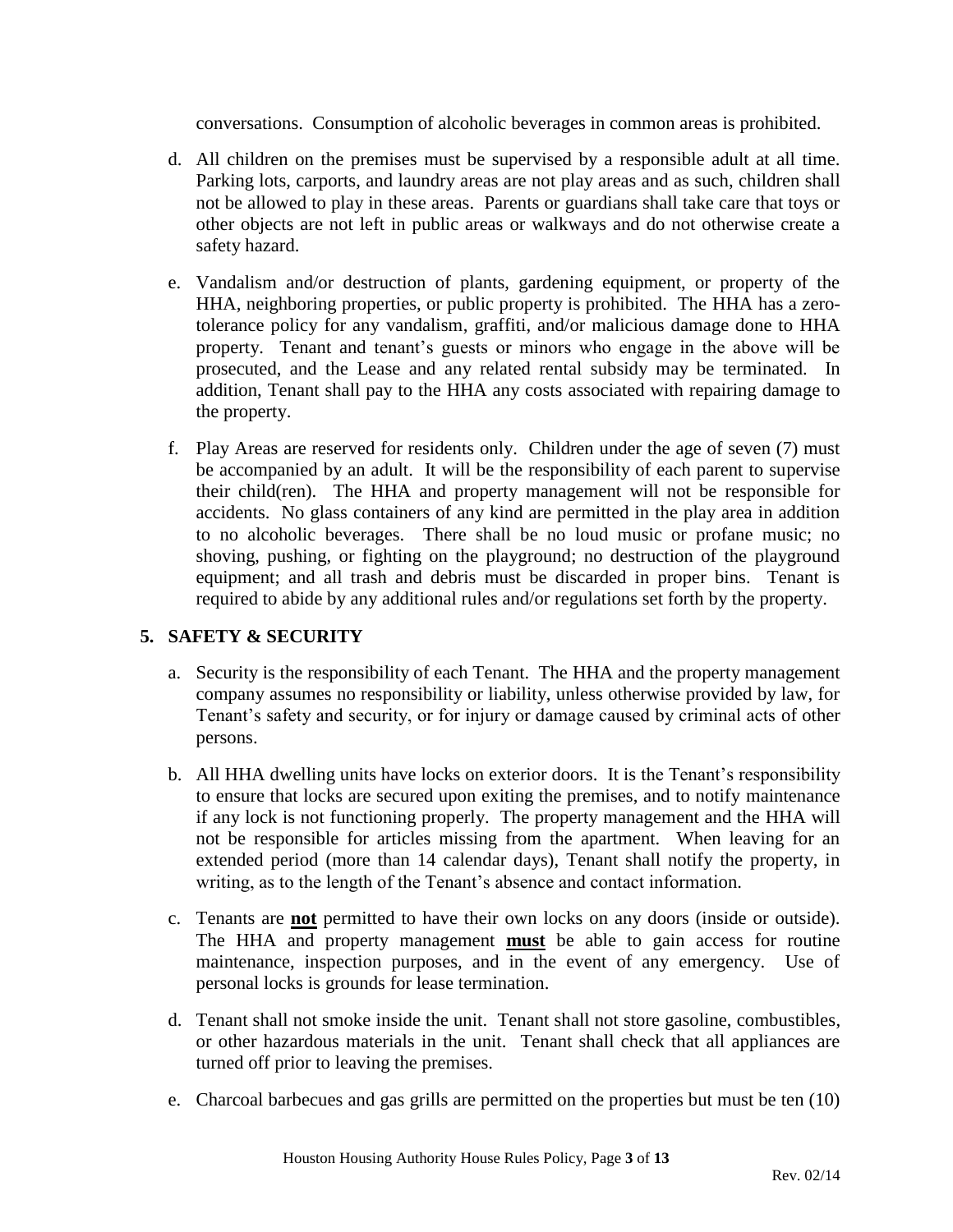conversations. Consumption of alcoholic beverages in common areas is prohibited.

d. All children on the premises must be supervised by a responsible adult at all time. Parking lots, carports, and laundry areas are not play areas and as such, children shall not be allowed to play in these areas. Parents or guardians shall take care that toys or other objects are not left in public areas or walkways and do not otherwise create a safety hazard.

e. Vandalism and/or destruction of plants, gardening equipment, or property of the HHA, neighboring properties, or public property is prohibited. The HHA has a zero-tolerance policy for any vandalism, graffiti, and/or malicious damage done to HHA property. Tenant and tenant's guests or minors who engage in the above will be prosecuted, and the Lease and any related rental subsidy may be terminated. In addition, Tenant shall pay to the HHA any costs associated with repairing damage to the property.

f. Play Areas are reserved for residents only. Children under the age of seven (7) must be accompanied by an adult. It will be the responsibility of each parent to supervise their child(ren). The HHA and property management will not be responsible for accidents. No glass containers of any kind are permitted in the play area in addition to no alcoholic beverages. There shall be no loud music or profane music; no shoving, pushing, or fighting on the playground; no destruction of the playground equipment; and all trash and debris must be discarded in proper bins. Tenant is required to abide by any additional rules and/or regulations set forth by the property.

## 5. SAFETY & SECURITY

a. Security is the responsibility of each Tenant. The HHA and the property management company assumes no responsibility or liability, unless otherwise provided by law, for Tenant's safety and security, or for injury or damage caused by criminal acts of other persons.

b. All HHA dwelling units have locks on exterior doors. It is the Tenant's responsibility to ensure that locks are secured upon exiting the premises, and to notify maintenance if any lock is not functioning properly. The property management and the HHA will not be responsible for articles missing from the apartment. When leaving for an extended period (more than 14 calendar days), Tenant shall notify the property, in writing, as to the length of the Tenant's absence and contact information.

c. Tenants are **<u>not</u>** permitted to have their own locks on any doors (inside or outside). The HHA and property management **<u>must</u>** be able to gain access for routine maintenance, inspection purposes, and in the event of any emergency. Use of personal locks is grounds for lease termination.

d. Tenant shall not smoke inside the unit. Tenant shall not store gasoline, combustibles, or other hazardous materials in the unit. Tenant shall check that all appliances are turned off prior to leaving the premises.

e. Charcoal barbecues and gas grills are permitted on the properties but must be ten (10)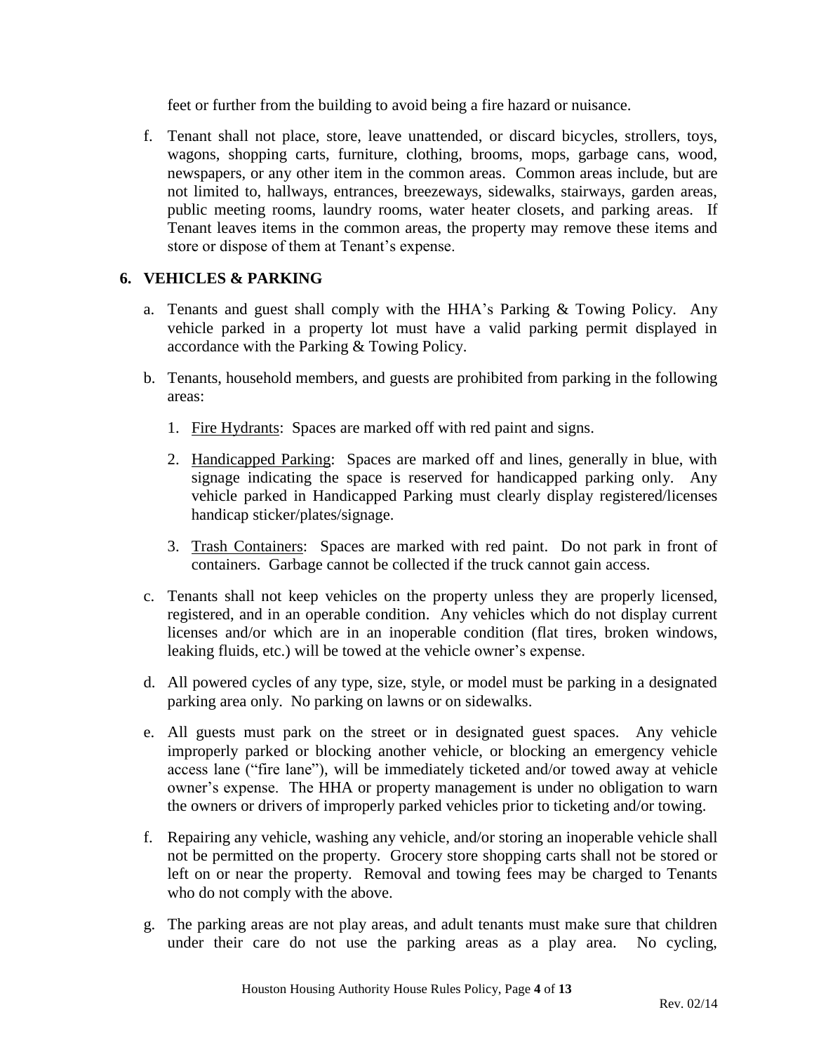feet or further from the building to avoid being a fire hazard or nuisance.

f. Tenant shall not place, store, leave unattended, or discard bicycles, strollers, toys, wagons, shopping carts, furniture, clothing, brooms, mops, garbage cans, wood, newspapers, or any other item in the common areas. Common areas include, but are not limited to, hallways, entrances, breezeways, sidewalks, stairways, garden areas, public meeting rooms, laundry rooms, water heater closets, and parking areas. If Tenant leaves items in the common areas, the property may remove these items and store or dispose of them at Tenant's expense.

## 6. VEHICLES & PARKING

a. Tenants and guest shall comply with the HHA's Parking & Towing Policy. Any vehicle parked in a property lot must have a valid parking permit displayed in accordance with the Parking & Towing Policy.

b. Tenants, household members, and guests are prohibited from parking in the following areas:

   1. Fire Hydrants: Spaces are marked off with red paint and signs.

   2. Handicapped Parking: Spaces are marked off and lines, generally in blue, with signage indicating the space is reserved for handicapped parking only. Any vehicle parked in Handicapped Parking must clearly display registered/licenses handicap sticker/plates/signage.

   3. Trash Containers: Spaces are marked with red paint. Do not park in front of containers. Garbage cannot be collected if the truck cannot gain access.

c. Tenants shall not keep vehicles on the property unless they are properly licensed, registered, and in an operable condition. Any vehicles which do not display current licenses and/or which are in an inoperable condition (flat tires, broken windows, leaking fluids, etc.) will be towed at the vehicle owner's expense.

d. All powered cycles of any type, size, style, or model must be parking in a designated parking area only. No parking on lawns or on sidewalks.

e. All guests must park on the street or in designated guest spaces. Any vehicle improperly parked or blocking another vehicle, or blocking an emergency vehicle access lane ("fire lane"), will be immediately ticketed and/or towed away at vehicle owner's expense. The HHA or property management is under no obligation to warn the owners or drivers of improperly parked vehicles prior to ticketing and/or towing.

f. Repairing any vehicle, washing any vehicle, and/or storing an inoperable vehicle shall not be permitted on the property. Grocery store shopping carts shall not be stored or left on or near the property. Removal and towing fees may be charged to Tenants who do not comply with the above.

g. The parking areas are not play areas, and adult tenants must make sure that children under their care do not use the parking areas as a play area. No cycling,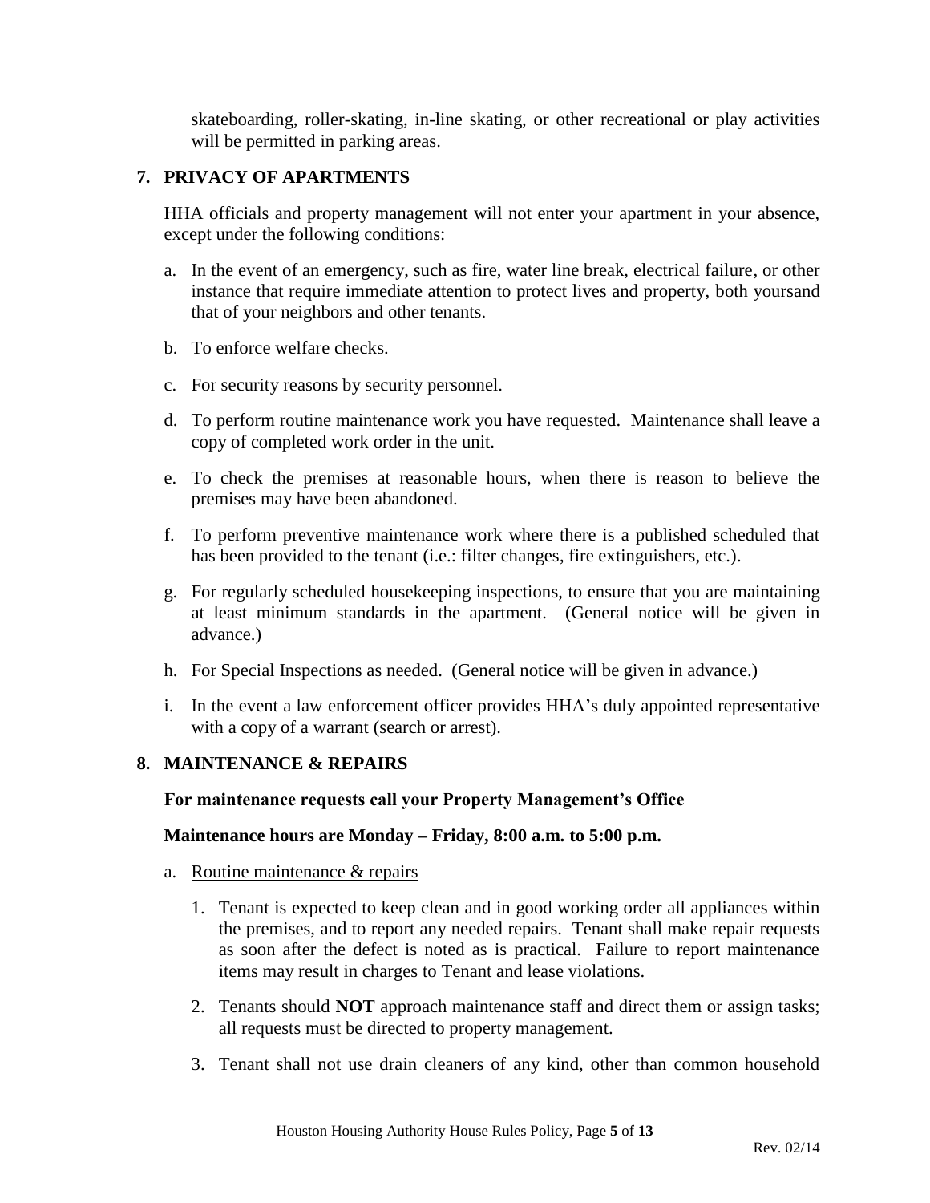skateboarding, roller-skating, in-line skating, or other recreational or play activities will be permitted in parking areas.

## 7. PRIVACY OF APARTMENTS

HHA officials and property management will not enter your apartment in your absence, except under the following conditions:

a. In the event of an emergency, such as fire, water line break, electrical failure, or other instance that require immediate attention to protect lives and property, both yoursand that of your neighbors and other tenants.

b. To enforce welfare checks.

c. For security reasons by security personnel.

d. To perform routine maintenance work you have requested. Maintenance shall leave a copy of completed work order in the unit.

e. To check the premises at reasonable hours, when there is reason to believe the premises may have been abandoned.

f. To perform preventive maintenance work where there is a published scheduled that has been provided to the tenant (i.e.: filter changes, fire extinguishers, etc.).

g. For regularly scheduled housekeeping inspections, to ensure that you are maintaining at least minimum standards in the apartment. (General notice will be given in advance.)

h. For Special Inspections as needed. (General notice will be given in advance.)

i. In the event a law enforcement officer provides HHA's duly appointed representative with a copy of a warrant (search or arrest).

## 8. MAINTENANCE & REPAIRS

**For maintenance requests call your Property Management's Office**

**Maintenance hours are Monday – Friday, 8:00 a.m. to 5:00 p.m.**

a. Routine maintenance & repairs

1. Tenant is expected to keep clean and in good working order all appliances within the premises, and to report any needed repairs. Tenant shall make repair requests as soon after the defect is noted as is practical. Failure to report maintenance items may result in charges to Tenant and lease violations.

2. Tenants should **NOT** approach maintenance staff and direct them or assign tasks; all requests must be directed to property management.

3. Tenant shall not use drain cleaners of any kind, other than common household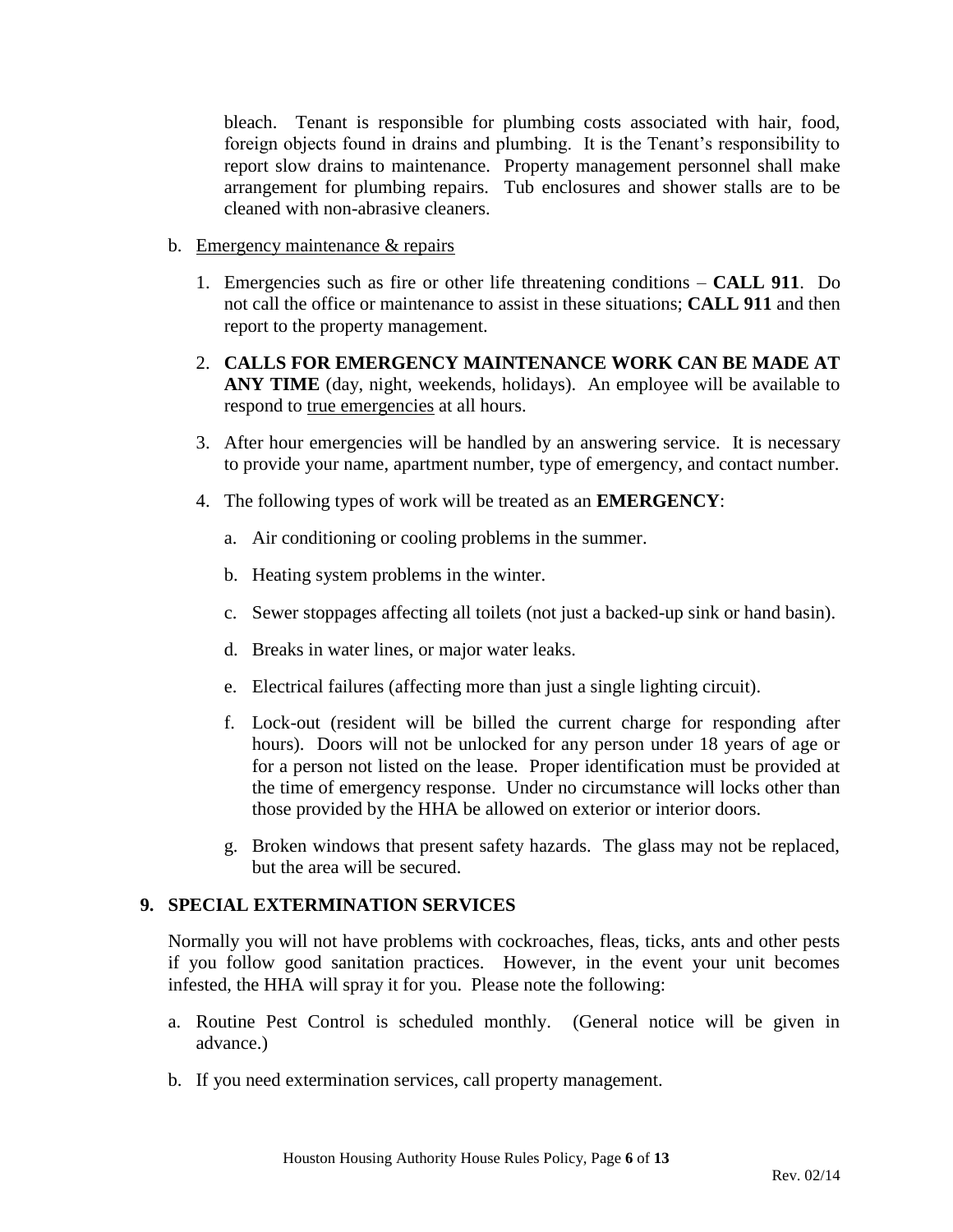bleach. Tenant is responsible for plumbing costs associated with hair, food, foreign objects found in drains and plumbing. It is the Tenant's responsibility to report slow drains to maintenance. Property management personnel shall make arrangement for plumbing repairs. Tub enclosures and shower stalls are to be cleaned with non-abrasive cleaners.

b. Emergency maintenance & repairs

   1. Emergencies such as fire or other life threatening conditions – **CALL 911**. Do not call the office or maintenance to assist in these situations; **CALL 911** and then report to the property management.

   2. **CALLS FOR EMERGENCY MAINTENANCE WORK CAN BE MADE AT ANY TIME** (day, night, weekends, holidays). An employee will be available to respond to true emergencies at all hours.

   3. After hour emergencies will be handled by an answering service. It is necessary to provide your name, apartment number, type of emergency, and contact number.

   4. The following types of work will be treated as an **EMERGENCY**:

      a. Air conditioning or cooling problems in the summer.

      b. Heating system problems in the winter.

      c. Sewer stoppages affecting all toilets (not just a backed-up sink or hand basin).

      d. Breaks in water lines, or major water leaks.

      e. Electrical failures (affecting more than just a single lighting circuit).

      f. Lock-out (resident will be billed the current charge for responding after hours). Doors will not be unlocked for any person under 18 years of age or for a person not listed on the lease. Proper identification must be provided at the time of emergency response. Under no circumstance will locks other than those provided by the HHA be allowed on exterior or interior doors.

      g. Broken windows that present safety hazards. The glass may not be replaced, but the area will be secured.

## 9. SPECIAL EXTERMINATION SERVICES

Normally you will not have problems with cockroaches, fleas, ticks, ants and other pests if you follow good sanitation practices. However, in the event your unit becomes infested, the HHA will spray it for you. Please note the following:

a. Routine Pest Control is scheduled monthly. (General notice will be given in advance.)

b. If you need extermination services, call property management.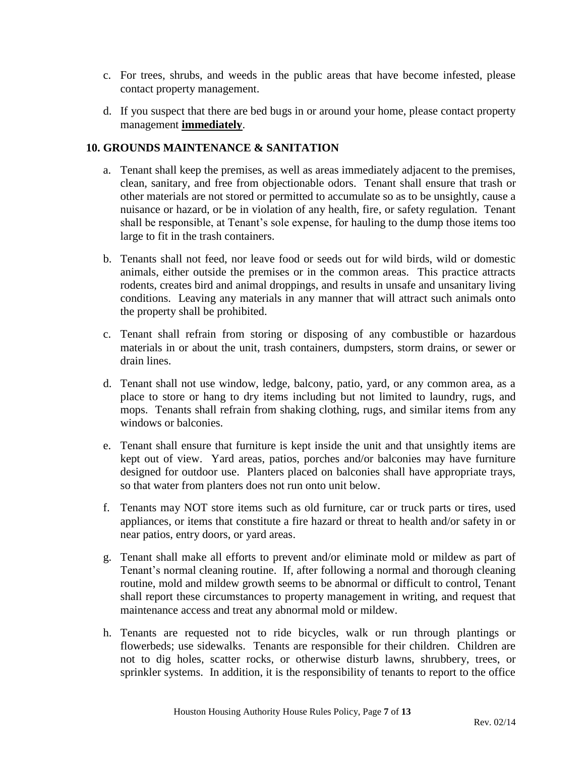c. For trees, shrubs, and weeds in the public areas that have become infested, please contact property management.

d. If you suspect that there are bed bugs in or around your home, please contact property management **immediately**.

## 10. GROUNDS MAINTENANCE & SANITATION

a. Tenant shall keep the premises, as well as areas immediately adjacent to the premises, clean, sanitary, and free from objectionable odors. Tenant shall ensure that trash or other materials are not stored or permitted to accumulate so as to be unsightly, cause a nuisance or hazard, or be in violation of any health, fire, or safety regulation. Tenant shall be responsible, at Tenant's sole expense, for hauling to the dump those items too large to fit in the trash containers.

b. Tenants shall not feed, nor leave food or seeds out for wild birds, wild or domestic animals, either outside the premises or in the common areas. This practice attracts rodents, creates bird and animal droppings, and results in unsafe and unsanitary living conditions. Leaving any materials in any manner that will attract such animals onto the property shall be prohibited.

c. Tenant shall refrain from storing or disposing of any combustible or hazardous materials in or about the unit, trash containers, dumpsters, storm drains, or sewer or drain lines.

d. Tenant shall not use window, ledge, balcony, patio, yard, or any common area, as a place to store or hang to dry items including but not limited to laundry, rugs, and mops. Tenants shall refrain from shaking clothing, rugs, and similar items from any windows or balconies.

e. Tenant shall ensure that furniture is kept inside the unit and that unsightly items are kept out of view. Yard areas, patios, porches and/or balconies may have furniture designed for outdoor use. Planters placed on balconies shall have appropriate trays, so that water from planters does not run onto unit below.

f. Tenants may NOT store items such as old furniture, car or truck parts or tires, used appliances, or items that constitute a fire hazard or threat to health and/or safety in or near patios, entry doors, or yard areas.

g. Tenant shall make all efforts to prevent and/or eliminate mold or mildew as part of Tenant's normal cleaning routine. If, after following a normal and thorough cleaning routine, mold and mildew growth seems to be abnormal or difficult to control, Tenant shall report these circumstances to property management in writing, and request that maintenance access and treat any abnormal mold or mildew.

h. Tenants are requested not to ride bicycles, walk or run through plantings or flowerbeds; use sidewalks. Tenants are responsible for their children. Children are not to dig holes, scatter rocks, or otherwise disturb lawns, shrubbery, trees, or sprinkler systems. In addition, it is the responsibility of tenants to report to the office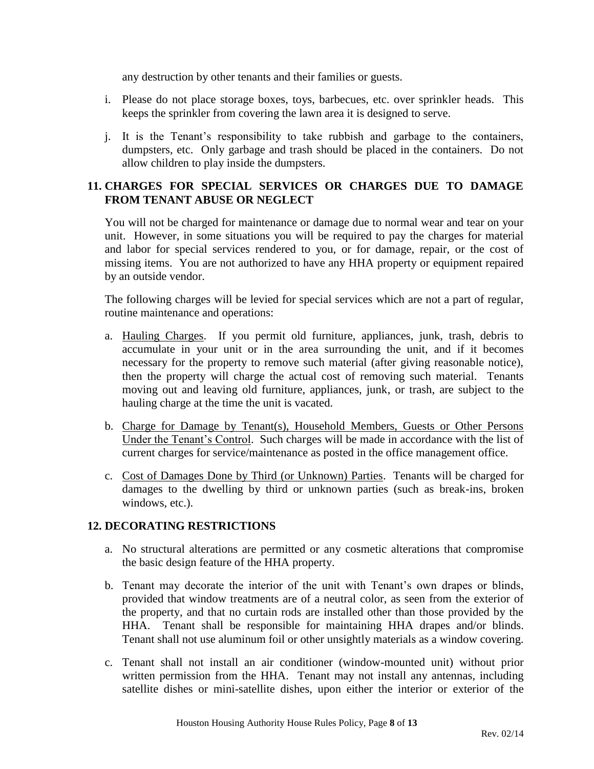any destruction by other tenants and their families or guests.

i. Please do not place storage boxes, toys, barbecues, etc. over sprinkler heads. This keeps the sprinkler from covering the lawn area it is designed to serve.

j. It is the Tenant's responsibility to take rubbish and garbage to the containers, dumpsters, etc. Only garbage and trash should be placed in the containers. Do not allow children to play inside the dumpsters.

## 11. CHARGES FOR SPECIAL SERVICES OR CHARGES DUE TO DAMAGE FROM TENANT ABUSE OR NEGLECT

You will not be charged for maintenance or damage due to normal wear and tear on your unit. However, in some situations you will be required to pay the charges for material and labor for special services rendered to you, or for damage, repair, or the cost of missing items. You are not authorized to have any HHA property or equipment repaired by an outside vendor.

The following charges will be levied for special services which are not a part of regular, routine maintenance and operations:

a. <u>Hauling Charges</u>. If you permit old furniture, appliances, junk, trash, debris to accumulate in your unit or in the area surrounding the unit, and if it becomes necessary for the property to remove such material (after giving reasonable notice), then the property will charge the actual cost of removing such material. Tenants moving out and leaving old furniture, appliances, junk, or trash, are subject to the hauling charge at the time the unit is vacated.

b. <u>Charge for Damage by Tenant(s), Household Members, Guests or Other Persons Under the Tenant's Control</u>. Such charges will be made in accordance with the list of current charges for service/maintenance as posted in the office management office.

c. <u>Cost of Damages Done by Third (or Unknown) Parties</u>. Tenants will be charged for damages to the dwelling by third or unknown parties (such as break-ins, broken windows, etc.).

## 12. DECORATING RESTRICTIONS

a. No structural alterations are permitted or any cosmetic alterations that compromise the basic design feature of the HHA property.

b. Tenant may decorate the interior of the unit with Tenant's own drapes or blinds, provided that window treatments are of a neutral color, as seen from the exterior of the property, and that no curtain rods are installed other than those provided by the HHA. Tenant shall be responsible for maintaining HHA drapes and/or blinds. Tenant shall not use aluminum foil or other unsightly materials as a window covering.

c. Tenant shall not install an air conditioner (window-mounted unit) without prior written permission from the HHA. Tenant may not install any antennas, including satellite dishes or mini-satellite dishes, upon either the interior or exterior of the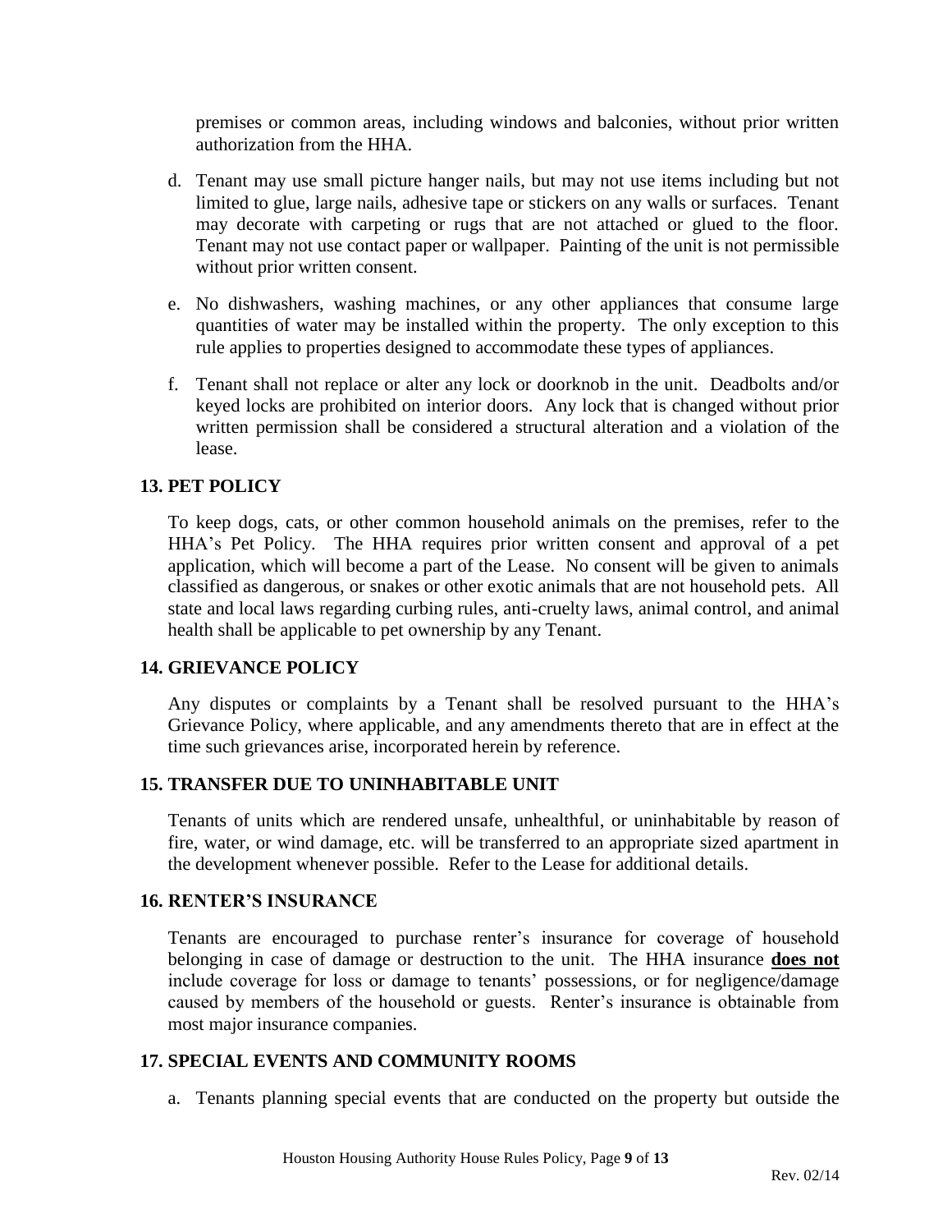premises or common areas, including windows and balconies, without prior written authorization from the HHA.

d. Tenant may use small picture hanger nails, but may not use items including but not limited to glue, large nails, adhesive tape or stickers on any walls or surfaces. Tenant may decorate with carpeting or rugs that are not attached or glued to the floor. Tenant may not use contact paper or wallpaper. Painting of the unit is not permissible without prior written consent.

e. No dishwashers, washing machines, or any other appliances that consume large quantities of water may be installed within the property. The only exception to this rule applies to properties designed to accommodate these types of appliances.

f. Tenant shall not replace or alter any lock or doorknob in the unit. Deadbolts and/or keyed locks are prohibited on interior doors. Any lock that is changed without prior written permission shall be considered a structural alteration and a violation of the lease.

## 13. PET POLICY

To keep dogs, cats, or other common household animals on the premises, refer to the HHA's Pet Policy. The HHA requires prior written consent and approval of a pet application, which will become a part of the Lease. No consent will be given to animals classified as dangerous, or snakes or other exotic animals that are not household pets. All state and local laws regarding curbing rules, anti-cruelty laws, animal control, and animal health shall be applicable to pet ownership by any Tenant.

## 14. GRIEVANCE POLICY

Any disputes or complaints by a Tenant shall be resolved pursuant to the HHA's Grievance Policy, where applicable, and any amendments thereto that are in effect at the time such grievances arise, incorporated herein by reference.

## 15. TRANSFER DUE TO UNINHABITABLE UNIT

Tenants of units which are rendered unsafe, unhealthful, or uninhabitable by reason of fire, water, or wind damage, etc. will be transferred to an appropriate sized apartment in the development whenever possible. Refer to the Lease for additional details.

## 16. RENTER'S INSURANCE

Tenants are encouraged to purchase renter's insurance for coverage of household belonging in case of damage or destruction to the unit. The HHA insurance **does not** include coverage for loss or damage to tenants' possessions, or for negligence/damage caused by members of the household or guests. Renter's insurance is obtainable from most major insurance companies.

## 17. SPECIAL EVENTS AND COMMUNITY ROOMS

a. Tenants planning special events that are conducted on the property but outside the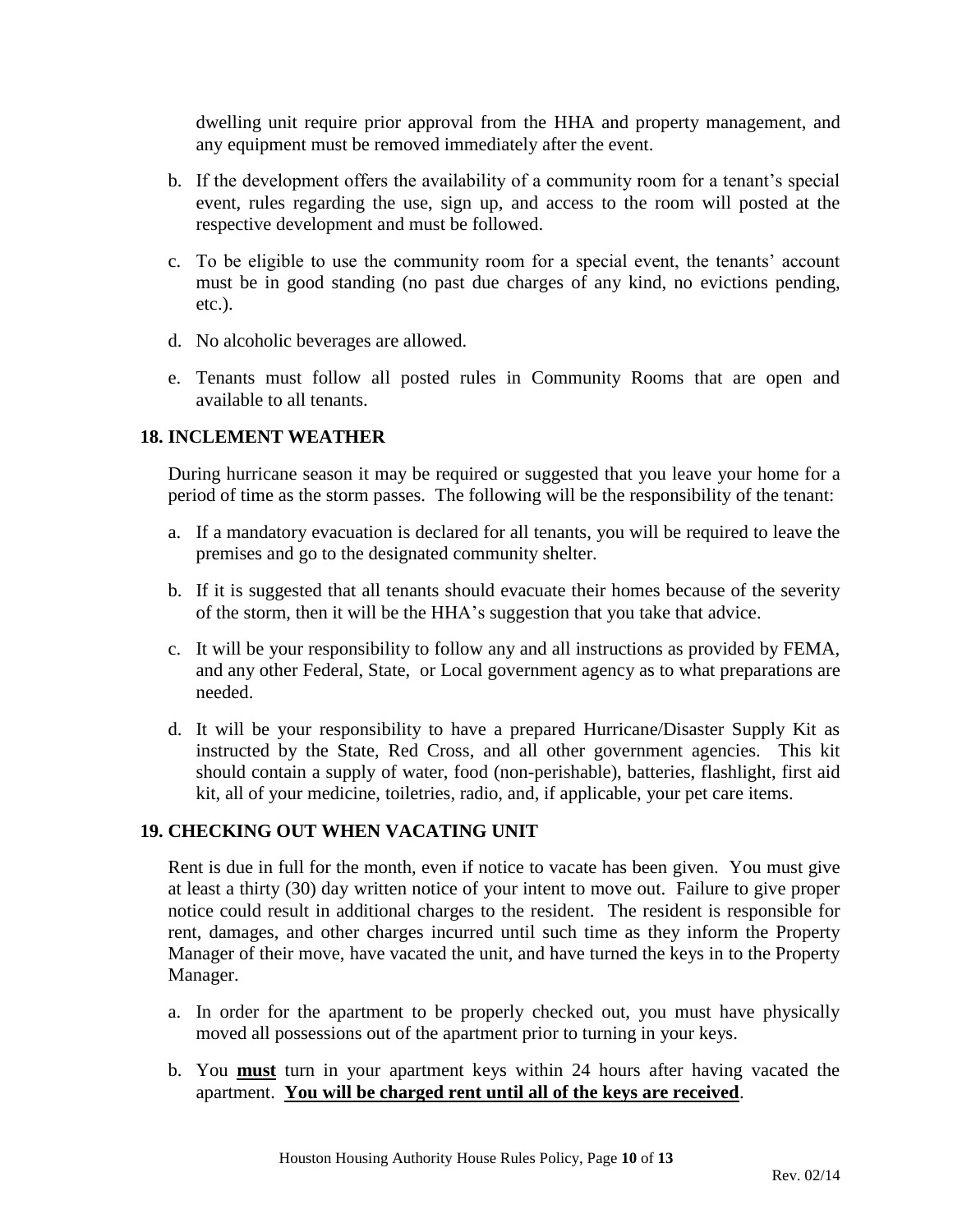dwelling unit require prior approval from the HHA and property management, and any equipment must be removed immediately after the event.

b. If the development offers the availability of a community room for a tenant's special event, rules regarding the use, sign up, and access to the room will posted at the respective development and must be followed.

c. To be eligible to use the community room for a special event, the tenants' account must be in good standing (no past due charges of any kind, no evictions pending, etc.).

d. No alcoholic beverages are allowed.

e. Tenants must follow all posted rules in Community Rooms that are open and available to all tenants.

## 18. INCLEMENT WEATHER

During hurricane season it may be required or suggested that you leave your home for a period of time as the storm passes. The following will be the responsibility of the tenant:

a. If a mandatory evacuation is declared for all tenants, you will be required to leave the premises and go to the designated community shelter.

b. If it is suggested that all tenants should evacuate their homes because of the severity of the storm, then it will be the HHA's suggestion that you take that advice.

c. It will be your responsibility to follow any and all instructions as provided by FEMA, and any other Federal, State, or Local government agency as to what preparations are needed.

d. It will be your responsibility to have a prepared Hurricane/Disaster Supply Kit as instructed by the State, Red Cross, and all other government agencies. This kit should contain a supply of water, food (non-perishable), batteries, flashlight, first aid kit, all of your medicine, toiletries, radio, and, if applicable, your pet care items.

## 19. CHECKING OUT WHEN VACATING UNIT

Rent is due in full for the month, even if notice to vacate has been given. You must give at least a thirty (30) day written notice of your intent to move out. Failure to give proper notice could result in additional charges to the resident. The resident is responsible for rent, damages, and other charges incurred until such time as they inform the Property Manager of their move, have vacated the unit, and have turned the keys in to the Property Manager.

a. In order for the apartment to be properly checked out, you must have physically moved all possessions out of the apartment prior to turning in your keys.

b. You **must** turn in your apartment keys within 24 hours after having vacated the apartment. **You will be charged rent until all of the keys are received**.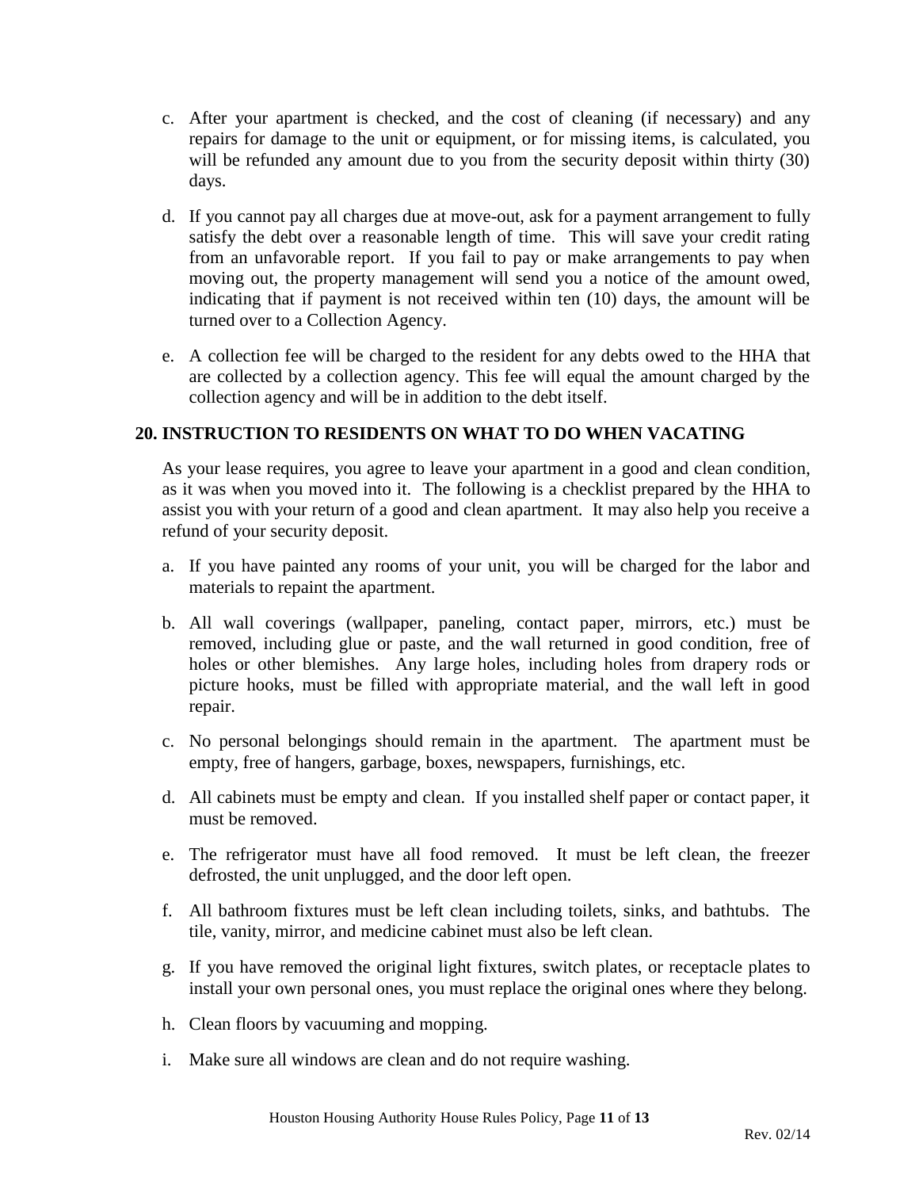c. After your apartment is checked, and the cost of cleaning (if necessary) and any repairs for damage to the unit or equipment, or for missing items, is calculated, you will be refunded any amount due to you from the security deposit within thirty (30) days.

d. If you cannot pay all charges due at move-out, ask for a payment arrangement to fully satisfy the debt over a reasonable length of time. This will save your credit rating from an unfavorable report. If you fail to pay or make arrangements to pay when moving out, the property management will send you a notice of the amount owed, indicating that if payment is not received within ten (10) days, the amount will be turned over to a Collection Agency.

e. A collection fee will be charged to the resident for any debts owed to the HHA that are collected by a collection agency. This fee will equal the amount charged by the collection agency and will be in addition to the debt itself.

## 20. INSTRUCTION TO RESIDENTS ON WHAT TO DO WHEN VACATING

As your lease requires, you agree to leave your apartment in a good and clean condition, as it was when you moved into it. The following is a checklist prepared by the HHA to assist you with your return of a good and clean apartment. It may also help you receive a refund of your security deposit.

a. If you have painted any rooms of your unit, you will be charged for the labor and materials to repaint the apartment.

b. All wall coverings (wallpaper, paneling, contact paper, mirrors, etc.) must be removed, including glue or paste, and the wall returned in good condition, free of holes or other blemishes. Any large holes, including holes from drapery rods or picture hooks, must be filled with appropriate material, and the wall left in good repair.

c. No personal belongings should remain in the apartment. The apartment must be empty, free of hangers, garbage, boxes, newspapers, furnishings, etc.

d. All cabinets must be empty and clean. If you installed shelf paper or contact paper, it must be removed.

e. The refrigerator must have all food removed. It must be left clean, the freezer defrosted, the unit unplugged, and the door left open.

f. All bathroom fixtures must be left clean including toilets, sinks, and bathtubs. The tile, vanity, mirror, and medicine cabinet must also be left clean.

g. If you have removed the original light fixtures, switch plates, or receptacle plates to install your own personal ones, you must replace the original ones where they belong.

h. Clean floors by vacuuming and mopping.

i. Make sure all windows are clean and do not require washing.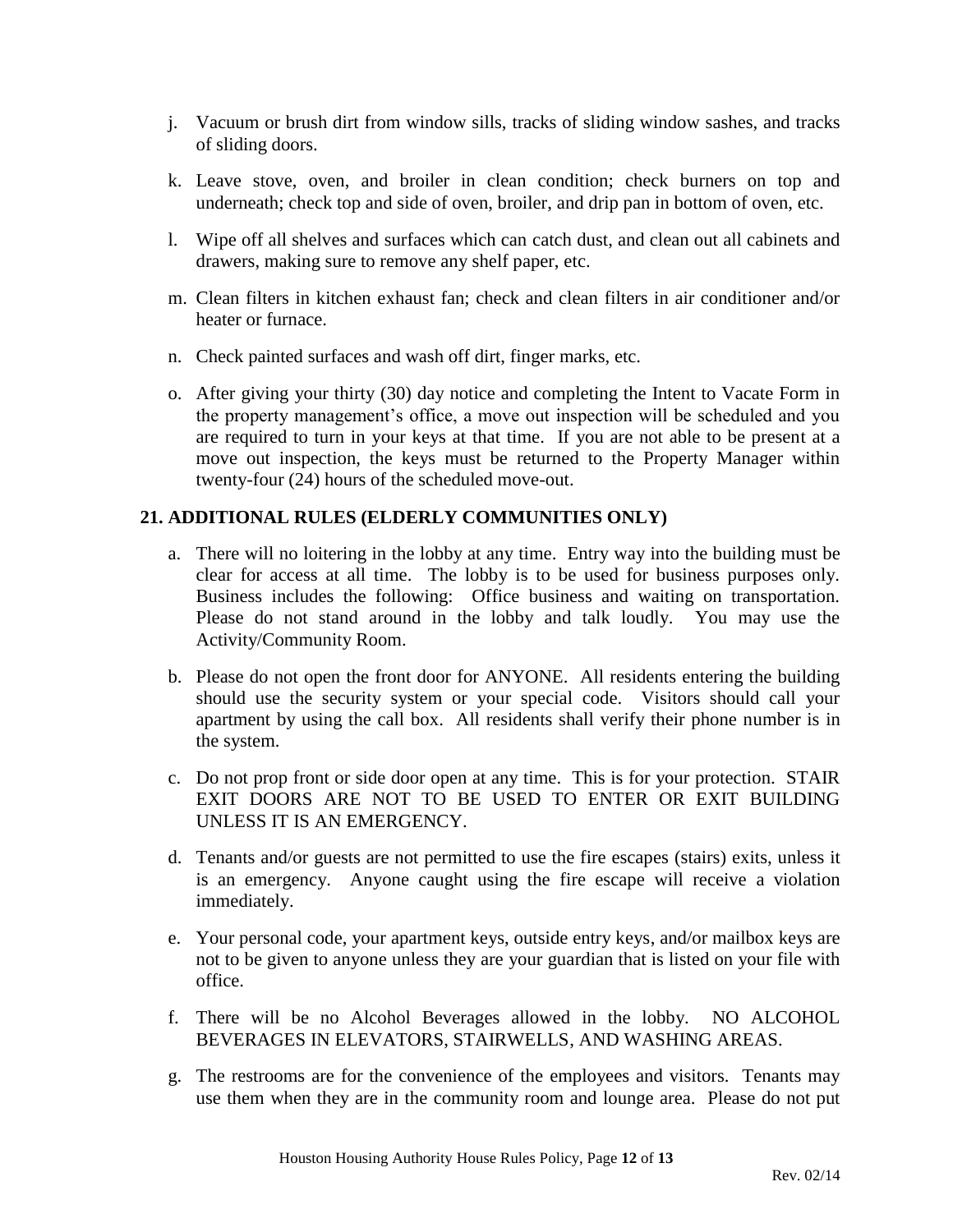j. Vacuum or brush dirt from window sills, tracks of sliding window sashes, and tracks of sliding doors.

k. Leave stove, oven, and broiler in clean condition; check burners on top and underneath; check top and side of oven, broiler, and drip pan in bottom of oven, etc.

l. Wipe off all shelves and surfaces which can catch dust, and clean out all cabinets and drawers, making sure to remove any shelf paper, etc.

m. Clean filters in kitchen exhaust fan; check and clean filters in air conditioner and/or heater or furnace.

n. Check painted surfaces and wash off dirt, finger marks, etc.

o. After giving your thirty (30) day notice and completing the Intent to Vacate Form in the property management's office, a move out inspection will be scheduled and you are required to turn in your keys at that time. If you are not able to be present at a move out inspection, the keys must be returned to the Property Manager within twenty-four (24) hours of the scheduled move-out.

## 21. ADDITIONAL RULES (ELDERLY COMMUNITIES ONLY)

a. There will no loitering in the lobby at any time. Entry way into the building must be clear for access at all time. The lobby is to be used for business purposes only. Business includes the following: Office business and waiting on transportation. Please do not stand around in the lobby and talk loudly. You may use the Activity/Community Room.

b. Please do not open the front door for ANYONE. All residents entering the building should use the security system or your special code. Visitors should call your apartment by using the call box. All residents shall verify their phone number is in the system.

c. Do not prop front or side door open at any time. This is for your protection. STAIR EXIT DOORS ARE NOT TO BE USED TO ENTER OR EXIT BUILDING UNLESS IT IS AN EMERGENCY.

d. Tenants and/or guests are not permitted to use the fire escapes (stairs) exits, unless it is an emergency. Anyone caught using the fire escape will receive a violation immediately.

e. Your personal code, your apartment keys, outside entry keys, and/or mailbox keys are not to be given to anyone unless they are your guardian that is listed on your file with office.

f. There will be no Alcohol Beverages allowed in the lobby. NO ALCOHOL BEVERAGES IN ELEVATORS, STAIRWELLS, AND WASHING AREAS.

g. The restrooms are for the convenience of the employees and visitors. Tenants may use them when they are in the community room and lounge area. Please do not put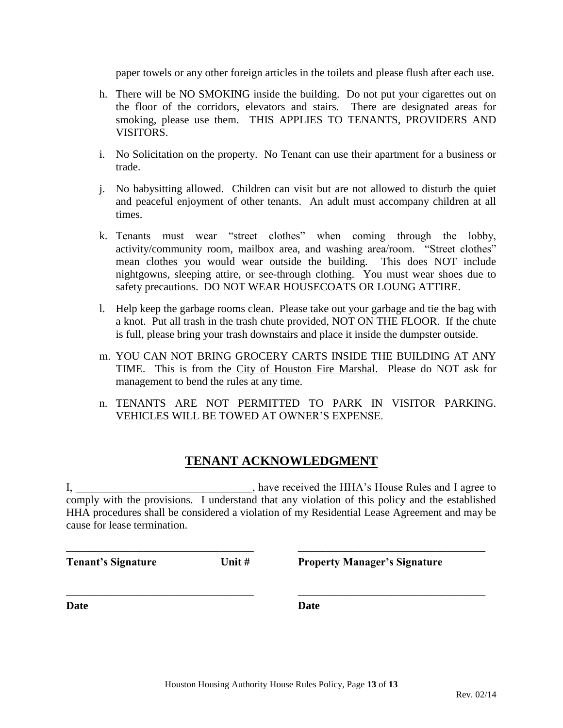paper towels or any other foreign articles in the toilets and please flush after each use.

h. There will be NO SMOKING inside the building. Do not put your cigarettes out on the floor of the corridors, elevators and stairs. There are designated areas for smoking, please use them. THIS APPLIES TO TENANTS, PROVIDERS AND VISITORS.

i. No Solicitation on the property. No Tenant can use their apartment for a business or trade.

j. No babysitting allowed. Children can visit but are not allowed to disturb the quiet and peaceful enjoyment of other tenants. An adult must accompany children at all times.

k. Tenants must wear "street clothes" when coming through the lobby, activity/community room, mailbox area, and washing area/room. "Street clothes" mean clothes you would wear outside the building. This does NOT include nightgowns, sleeping attire, or see-through clothing. You must wear shoes due to safety precautions. DO NOT WEAR HOUSECOATS OR LOUNG ATTIRE.

l. Help keep the garbage rooms clean. Please take out your garbage and tie the bag with a knot. Put all trash in the trash chute provided, NOT ON THE FLOOR. If the chute is full, please bring your trash downstairs and place it inside the dumpster outside.

m. YOU CAN NOT BRING GROCERY CARTS INSIDE THE BUILDING AT ANY TIME. This is from the City of Houston Fire Marshal. Please do NOT ask for management to bend the rules at any time.

n. TENANTS ARE NOT PERMITTED TO PARK IN VISITOR PARKING. VEHICLES WILL BE TOWED AT OWNER'S EXPENSE.

## TENANT ACKNOWLEDGMENT

I, ________________________________, have received the HHA's House Rules and I agree to comply with the provisions. I understand that any violation of this policy and the established HHA procedures shall be considered a violation of my Residential Lease Agreement and may be cause for lease termination.

___________________________________ ___________________________________

**Tenant's Signature Unit #** **Property Manager's Signature**

___________________________________ ___________________________________

**Date** **Date**

Rev. 02/14